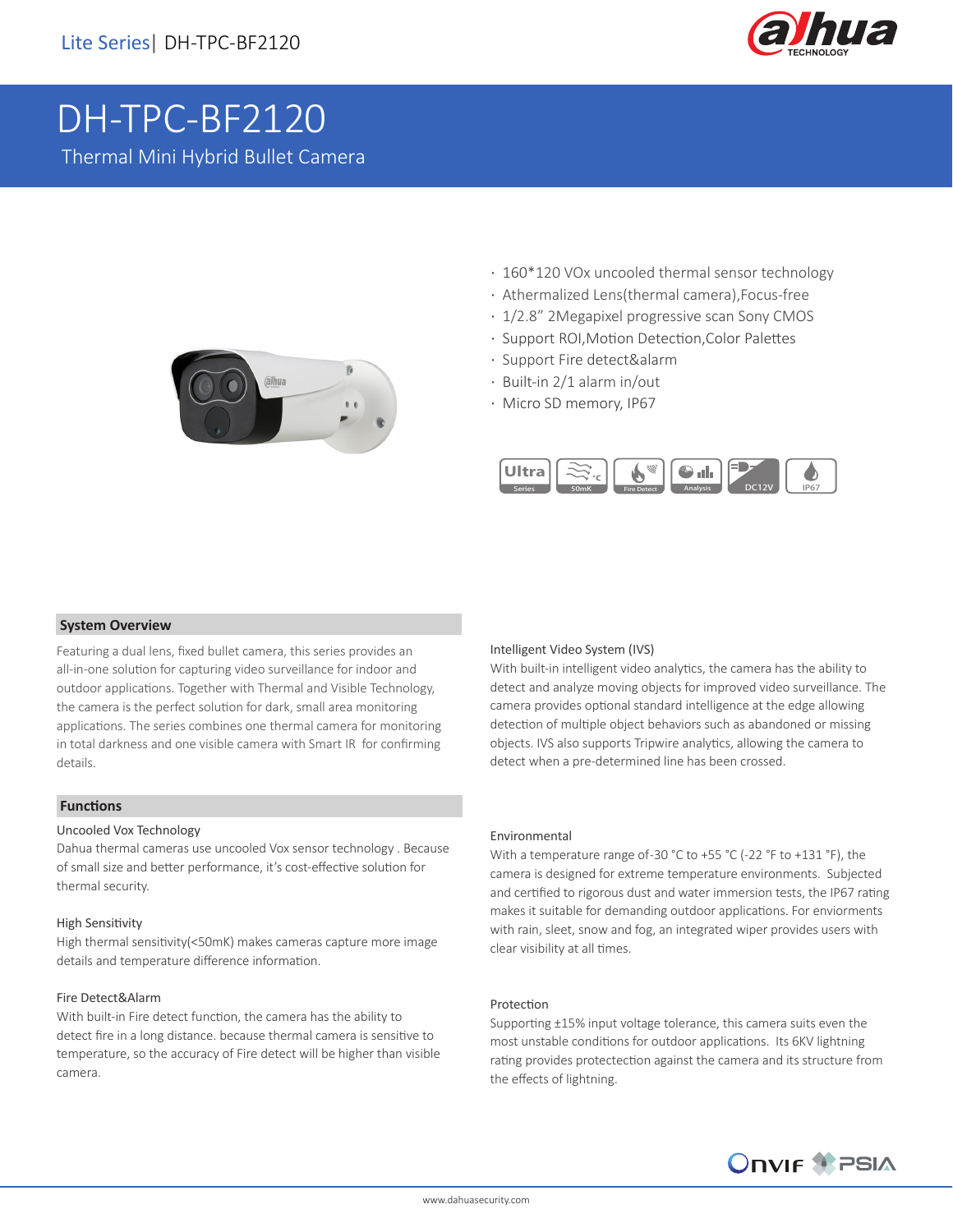Lite Series| DH-TPC-BF2120

# DH-TPC-BF2120

Thermal Mini Hybrid Bullet Camera

- 160*120 VOx uncooled thermal sensor technology
- Athermalized Lens(thermal camera),Focus-free
- 1/2.8" 2Megapixel progressive scan Sony CMOS
- Support ROI,Motion Detection,Color Palettes
- Support Fire detect&alarm
- Built-in 2/1 alarm in/out
- Micro SD memory, IP67

## System Overview

Featuring a dual lens, fixed bullet camera, this series provides an all-in-one solution for capturing video surveillance for indoor and outdoor applications. Together with Thermal and Visible Technology, the camera is the perfect solution for dark, small area monitoring applications. The series combines one thermal camera for monitoring in total darkness and one visible camera with Smart IR for confirming details.

## Functions

### Uncooled Vox Technology

Dahua thermal cameras use uncooled Vox sensor technology . Because of small size and better performance, it's cost-effective solution for thermal security.

### High Sensitivity

High thermal sensitivity(<50mK) makes cameras capture more image details and temperature difference information.

### Fire Detect&Alarm

With built-in Fire detect function, the camera has the ability to detect fire in a long distance. because thermal camera is sensitive to temperature, so the accuracy of Fire detect will be higher than visible camera.

### Intelligent Video System (IVS)

With built-in intelligent video analytics, the camera has the ability to detect and analyze moving objects for improved video surveillance. The camera provides optional standard intelligence at the edge allowing detection of multiple object behaviors such as abandoned or missing objects. IVS also supports Tripwire analytics, allowing the camera to detect when a pre-determined line has been crossed.

### Environmental

With a temperature range of-30 °C to +55 °C (-22 °F to +131 °F), the camera is designed for extreme temperature environments. Subjected and certified to rigorous dust and water immersion tests, the IP67 rating makes it suitable for demanding outdoor applications. For enviorments with rain, sleet, snow and fog, an integrated wiper provides users with clear visibility at all times.

### Protection

Supporting ±15% input voltage tolerance, this camera suits even the most unstable conditions for outdoor applications. Its 6KV lightning rating provides protectection against the camera and its structure from the effects of lightning.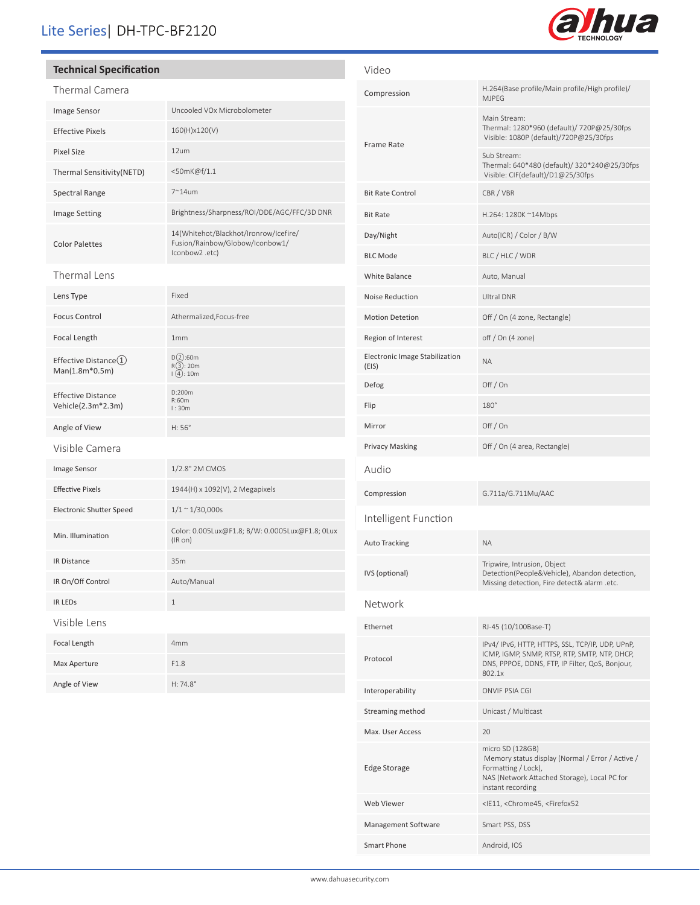# Lite Series| DH-TPC-BF2120

## Technical Specification

### Thermal Camera

| | |
|---|---|
| Image Sensor | Uncooled VOx Microbolometer |
| Effective Pixels | 160(H)x120(V) |
| Pixel Size | 12um |
| Thermal Sensitivity(NETD) | <50mK@f/1.1 |
| Spectral Range | 7~14um |
| Image Setting | Brightness/Sharpness/ROI/DDE/AGC/FFC/3D DNR |
| Color Palettes | 14(Whitehot/Blackhot/Ironrow/Icefire/ Fusion/Rainbow/Globow/Iconbow1/ Iconbow2 .etc) |

### Thermal Lens

| | |
|---|---|
| Lens Type | Fixed |
| Focus Control | Athermalized,Focus-free |
| Focal Length | 1mm |
| Effective Distance① Man(1.8m*0.5m) | D②:60m R③: 20m I④: 10m |
| Effective Distance Vehicle(2.3m*2.3m) | D:200m R:60m I : 30m |
| Angle of View | H: 56° |

### Visible Camera

| | |
|---|---|
| Image Sensor | 1/2.8" 2M CMOS |
| Effective Pixels | 1944(H) x 1092(V), 2 Megapixels |
| Electronic Shutter Speed | 1/1 ~ 1/30,000s |
| Min. Illumination | Color: 0.005Lux@F1.8; B/W: 0.0005Lux@F1.8; 0Lux (IR on) |
| IR Distance | 35m |
| IR On/Off Control | Auto/Manual |
| IR LEDs | 1 |

### Visible Lens

| | |
|---|---|
| Focal Length | 4mm |
| Max Aperture | F1.8 |
| Angle of View | H: 74.8° |

### Video

| | |
|---|---|
| Compression | H.264(Base profile/Main profile/High profile)/ MJPEG |
| Frame Rate | Main Stream: Thermal: 1280*960 (default)/ 720P@25/30fps Visible: 1080P (default)/720P@25/30fps |
| | Sub Stream: Thermal: 640*480 (default)/ 320*240@25/30fps Visible: CIF(default)/D1@25/30fps |
| Bit Rate Control | CBR / VBR |
| Bit Rate | H.264: 1280K ~14Mbps |
| Day/Night | Auto(ICR) / Color / B/W |
| BLC Mode | BLC / HLC / WDR |
| White Balance | Auto, Manual |
| Noise Reduction | Ultral DNR |
| Motion Detetion | Off / On (4 zone, Rectangle) |
| Region of Interest | off / On (4 zone) |
| Electronic Image Stabilization (EIS) | NA |
| Defog | Off / On |
| Flip | 180° |
| Mirror | Off / On |
| Privacy Masking | Off / On (4 area, Rectangle) |

### Audio

| | |
|---|---|
| Compression | G.711a/G.711Mu/AAC |

### Intelligent Function

| | |
|---|---|
| Auto Tracking | NA |
| IVS (optional) | Tripwire, Intrusion, Object Detection(People&Vehicle), Abandon detection, Missing detection, Fire detect& alarm .etc. |

### Network

| | |
|---|---|
| Ethernet | RJ-45 (10/100Base-T) |
| Protocol | IPv4/ IPv6, HTTP, HTTPS, SSL, TCP/IP, UDP, UPnP, ICMP, IGMP, SNMP, RTSP, RTP, SMTP, NTP, DHCP, DNS, PPPOE, DDNS, FTP, IP Filter, QoS, Bonjour, 802.1x |
| Interoperability | ONVIF PSIA CGI |
| Streaming method | Unicast / Multicast |
| Max. User Access | 20 |
| Edge Storage | micro SD (128GB) Memory status display (Normal / Error / Active / Formatting / Lock), NAS (Network Attached Storage), Local PC for instant recording |
| Web Viewer | <IE11, <Chrome45, <Firefox52 |
| Management Software | Smart PSS, DSS |
| Smart Phone | Android, IOS |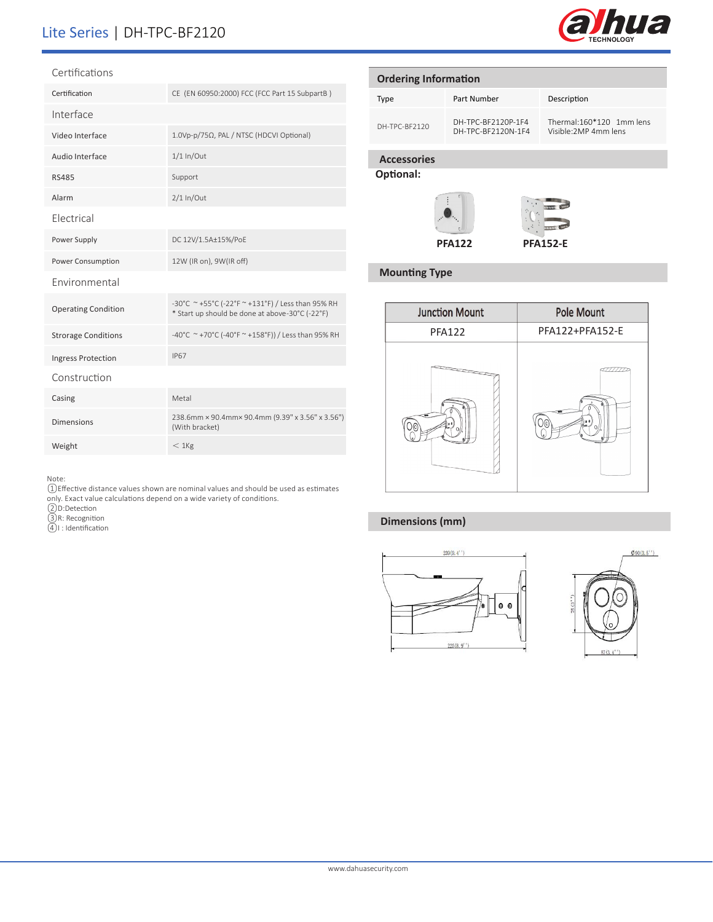## Certifications

| | |
|---|---|
| Certification | CE (EN 60950:2000) FCC (FCC Part 15 SubpartB ) |

## Interface

| | |
|---|---|
| Video Interface | 1.0Vp-p/75Ω, PAL / NTSC (HDCVI Optional) |
| Audio Interface | 1/1 In/Out |
| RS485 | Support |
| Alarm | 2/1 In/Out |

## Electrical

| | |
|---|---|
| Power Supply | DC 12V/1.5A±15%/PoE |
| Power Consumption | 12W (IR on), 9W(IR off) |

## Environmental

| | |
|---|---|
| Operating Condition | -30°C ~+55°C (-22°F ~+131°F) / Less than 95% RH<br>* Start up should be done at above-30°C (-22°F) |
| Strorage Conditions | -40°C ~+70°C (-40°F ~+158°F)) / Less than 95% RH |
| Ingress Protection | IP67 |

## Construction

| | |
|---|---|
| Casing | Metal |
| Dimensions | 238.6mm × 90.4mm× 90.4mm (9.39" x 3.56" x 3.56")<br>(With bracket) |
| Weight | < 1Kg |

Note:
① Effective distance values shown are nominal values and should be used as estimates only. Exact value calculations depend on a wide variety of conditions.
② D:Detection
③ R: Recognition
④ I : Identification

## Ordering Information

| Type | Part Number | Description |
|---|---|---|
| DH-TPC-BF2120 | DH-TPC-BF2120P-1F4<br>DH-TPC-BF2120N-1F4 | Thermal:160*120 1mm lens<br>Visible:2MP 4mm lens |

## Accessories

**Optional:**

**PFA122** **PFA152-E**

## Mounting Type

| Junction Mount | Pole Mount |
|---|---|
| PFA122 | PFA122+PFA152-E |

## Dimensions (mm)

239(9.4'')
225(8.9'')
Ø90(3.5'')
75(3'')
87(3.4'')